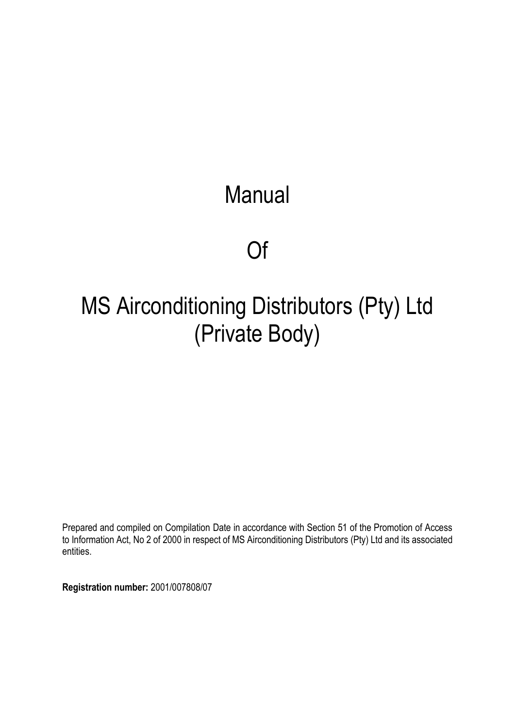# Manual

# Of

# MS Airconditioning Distributors (Pty) Ltd (Private Body)

Prepared and compiled on Compilation Date in accordance with Section 51 of the Promotion of Access to Information Act, No 2 of 2000 in respect of MS Airconditioning Distributors (Pty) Ltd and its associated entities.

**Registration number:** 2001/007808/07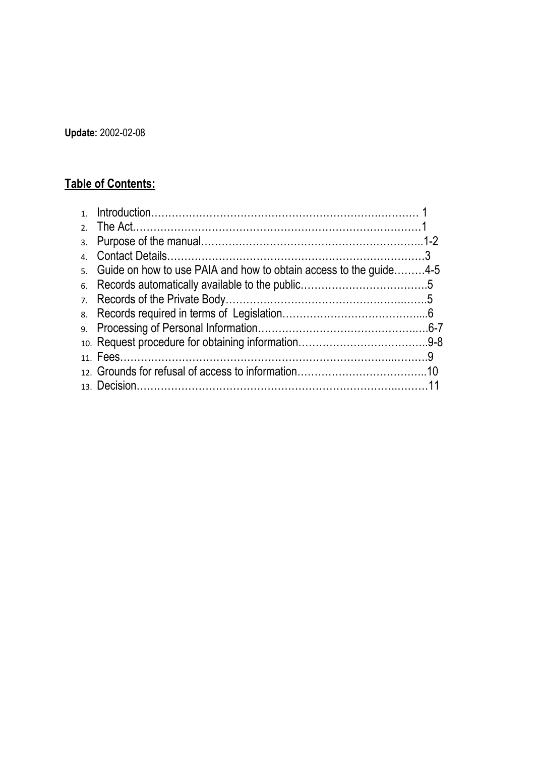**Update:** 2002-02-08

**Table of Contents:**

1. Introduction…………………………………………………………………… 1
2. The Act…………………………………………………………………………1
3. Purpose of the manual………….……………………………….…..……..1-2
4. Contact Details…………………………………………………………….…3
5. Guide on how to use PAIA and how to obtain access to the guide………4-5
6. Records automatically available to the public……………………………….5
7. Records of the Private Body…………………………………………..…….5
8. Records required in terms of Legislation…………………………………....6
9. Processing of Personal Information……………………………………..….6-7
10. Request procedure for obtaining information………………………………..9-8
11. Fees……………………………………………………………………..……….9
12. Grounds for refusal of access to information………………………………..10
13. Decision………………………………………………………………….………11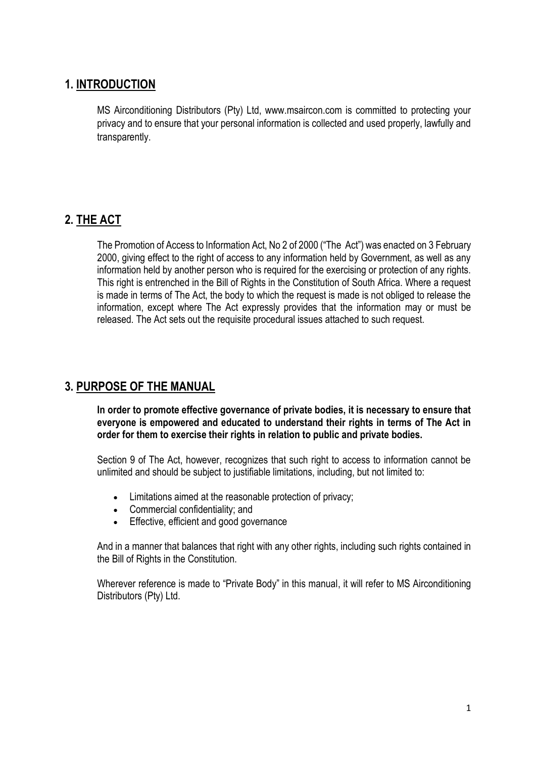## 1. INTRODUCTION

MS Airconditioning Distributors (Pty) Ltd, www.msaircon.com is committed to protecting your privacy and to ensure that your personal information is collected and used properly, lawfully and transparently.

## 2. THE ACT

The Promotion of Access to Information Act, No 2 of 2000 ("The Act") was enacted on 3 February 2000, giving effect to the right of access to any information held by Government, as well as any information held by another person who is required for the exercising or protection of any rights. This right is entrenched in the Bill of Rights in the Constitution of South Africa. Where a request is made in terms of The Act, the body to which the request is made is not obliged to release the information, except where The Act expressly provides that the information may or must be released. The Act sets out the requisite procedural issues attached to such request.

## 3. PURPOSE OF THE MANUAL

**In order to promote effective governance of private bodies, it is necessary to ensure that everyone is empowered and educated to understand their rights in terms of The Act in order for them to exercise their rights in relation to public and private bodies.**

Section 9 of The Act, however, recognizes that such right to access to information cannot be unlimited and should be subject to justifiable limitations, including, but not limited to:

- Limitations aimed at the reasonable protection of privacy;
- Commercial confidentiality; and
- Effective, efficient and good governance

And in a manner that balances that right with any other rights, including such rights contained in the Bill of Rights in the Constitution.

Wherever reference is made to "Private Body" in this manual, it will refer to MS Airconditioning Distributors (Pty) Ltd.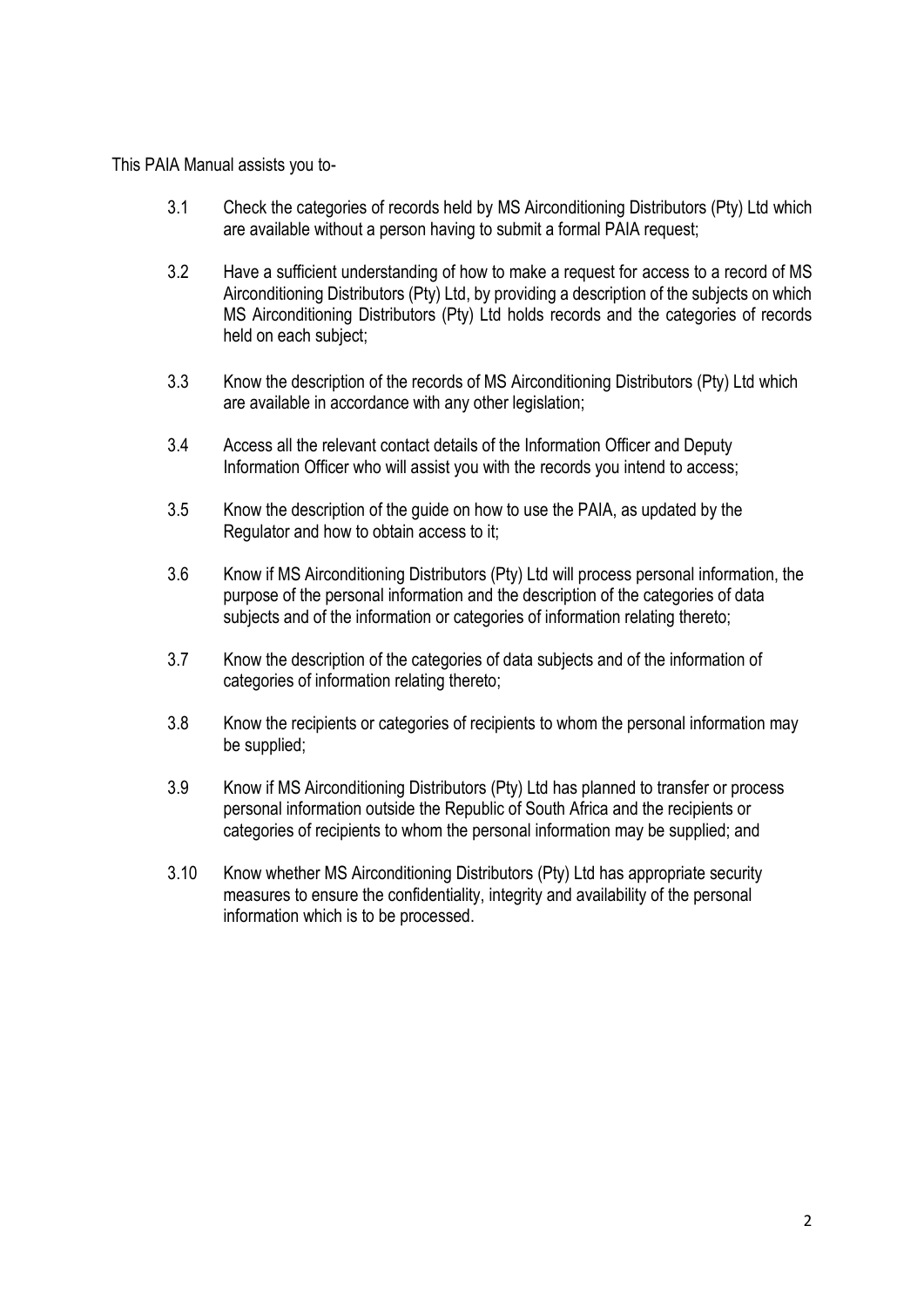This PAIA Manual assists you to-

3.1 Check the categories of records held by MS Airconditioning Distributors (Pty) Ltd which are available without a person having to submit a formal PAIA request;

3.2 Have a sufficient understanding of how to make a request for access to a record of MS Airconditioning Distributors (Pty) Ltd, by providing a description of the subjects on which MS Airconditioning Distributors (Pty) Ltd holds records and the categories of records held on each subject;

3.3 Know the description of the records of MS Airconditioning Distributors (Pty) Ltd which are available in accordance with any other legislation;

3.4 Access all the relevant contact details of the Information Officer and Deputy Information Officer who will assist you with the records you intend to access;

3.5 Know the description of the guide on how to use the PAIA, as updated by the Regulator and how to obtain access to it;

3.6 Know if MS Airconditioning Distributors (Pty) Ltd will process personal information, the purpose of the personal information and the description of the categories of data subjects and of the information or categories of information relating thereto;

3.7 Know the description of the categories of data subjects and of the information of categories of information relating thereto;

3.8 Know the recipients or categories of recipients to whom the personal information may be supplied;

3.9 Know if MS Airconditioning Distributors (Pty) Ltd has planned to transfer or process personal information outside the Republic of South Africa and the recipients or categories of recipients to whom the personal information may be supplied; and

3.10 Know whether MS Airconditioning Distributors (Pty) Ltd has appropriate security measures to ensure the confidentiality, integrity and availability of the personal information which is to be processed.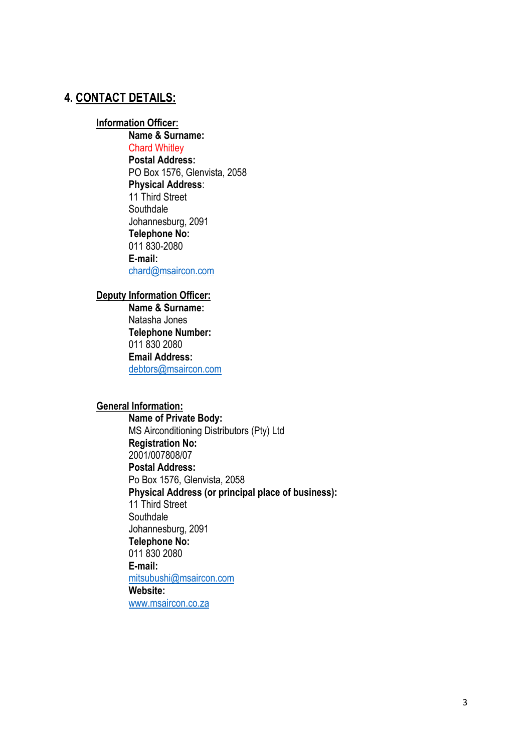## 4. CONTACT DETAILS:

**Information Officer:**

**Name & Surname:**
Chard Whitley
**Postal Address:**
PO Box 1576, Glenvista, 2058
**Physical Address**:
11 Third Street
Southdale
Johannesburg, 2091
**Telephone No:**
011 830-2080
**E-mail:**
chard@msaircon.com

**Deputy Information Officer:**

**Name & Surname:**
Natasha Jones
**Telephone Number:**
011 830 2080
**Email Address:**
debtors@msaircon.com

**General Information:**

**Name of Private Body:**
MS Airconditioning Distributors (Pty) Ltd
**Registration No:**
2001/007808/07
**Postal Address:**
Po Box 1576, Glenvista, 2058
**Physical Address (or principal place of business):**
11 Third Street
Southdale
Johannesburg, 2091
**Telephone No:**
011 830 2080
**E-mail:**
mitsubushi@msaircon.com
**Website:**
www.msaircon.co.za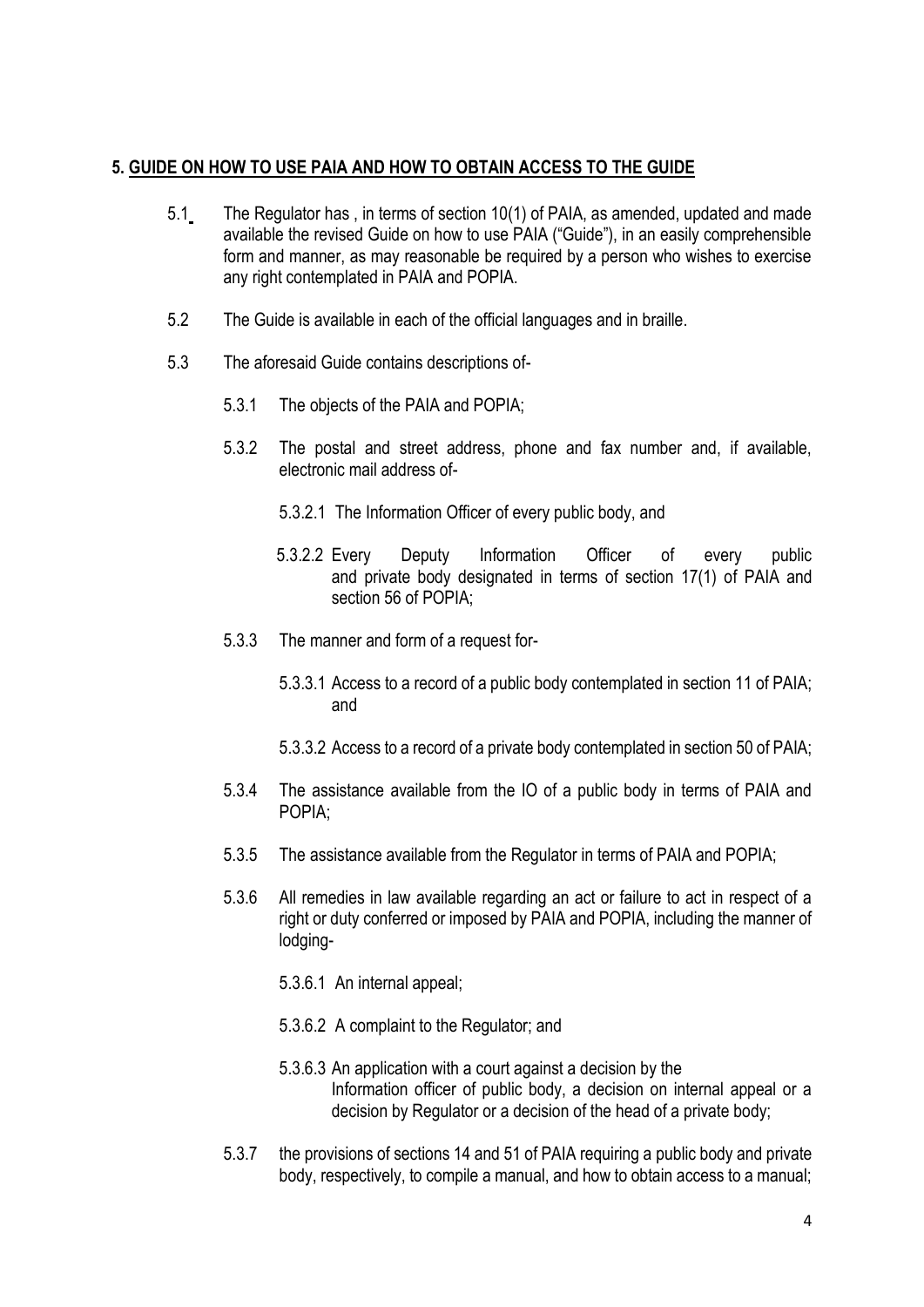## 5. GUIDE ON HOW TO USE PAIA AND HOW TO OBTAIN ACCESS TO THE GUIDE

5.1 The Regulator has , in terms of section 10(1) of PAIA, as amended, updated and made available the revised Guide on how to use PAIA ("Guide"), in an easily comprehensible form and manner, as may reasonable be required by a person who wishes to exercise any right contemplated in PAIA and POPIA.

5.2 The Guide is available in each of the official languages and in braille.

5.3 The aforesaid Guide contains descriptions of-

5.3.1 The objects of the PAIA and POPIA;

5.3.2 The postal and street address, phone and fax number and, if available, electronic mail address of-

5.3.2.1 The Information Officer of every public body, and

5.3.2.2 Every Deputy Information Officer of every public and private body designated in terms of section 17(1) of PAIA and section 56 of POPIA;

5.3.3 The manner and form of a request for-

5.3.3.1 Access to a record of a public body contemplated in section 11 of PAIA; and

5.3.3.2 Access to a record of a private body contemplated in section 50 of PAIA;

5.3.4 The assistance available from the IO of a public body in terms of PAIA and POPIA;

5.3.5 The assistance available from the Regulator in terms of PAIA and POPIA;

5.3.6 All remedies in law available regarding an act or failure to act in respect of a right or duty conferred or imposed by PAIA and POPIA, including the manner of lodging-

5.3.6.1 An internal appeal;

5.3.6.2 A complaint to the Regulator; and

5.3.6.3 An application with a court against a decision by the Information officer of public body, a decision on internal appeal or a decision by Regulator or a decision of the head of a private body;

5.3.7 the provisions of sections 14 and 51 of PAIA requiring a public body and private body, respectively, to compile a manual, and how to obtain access to a manual;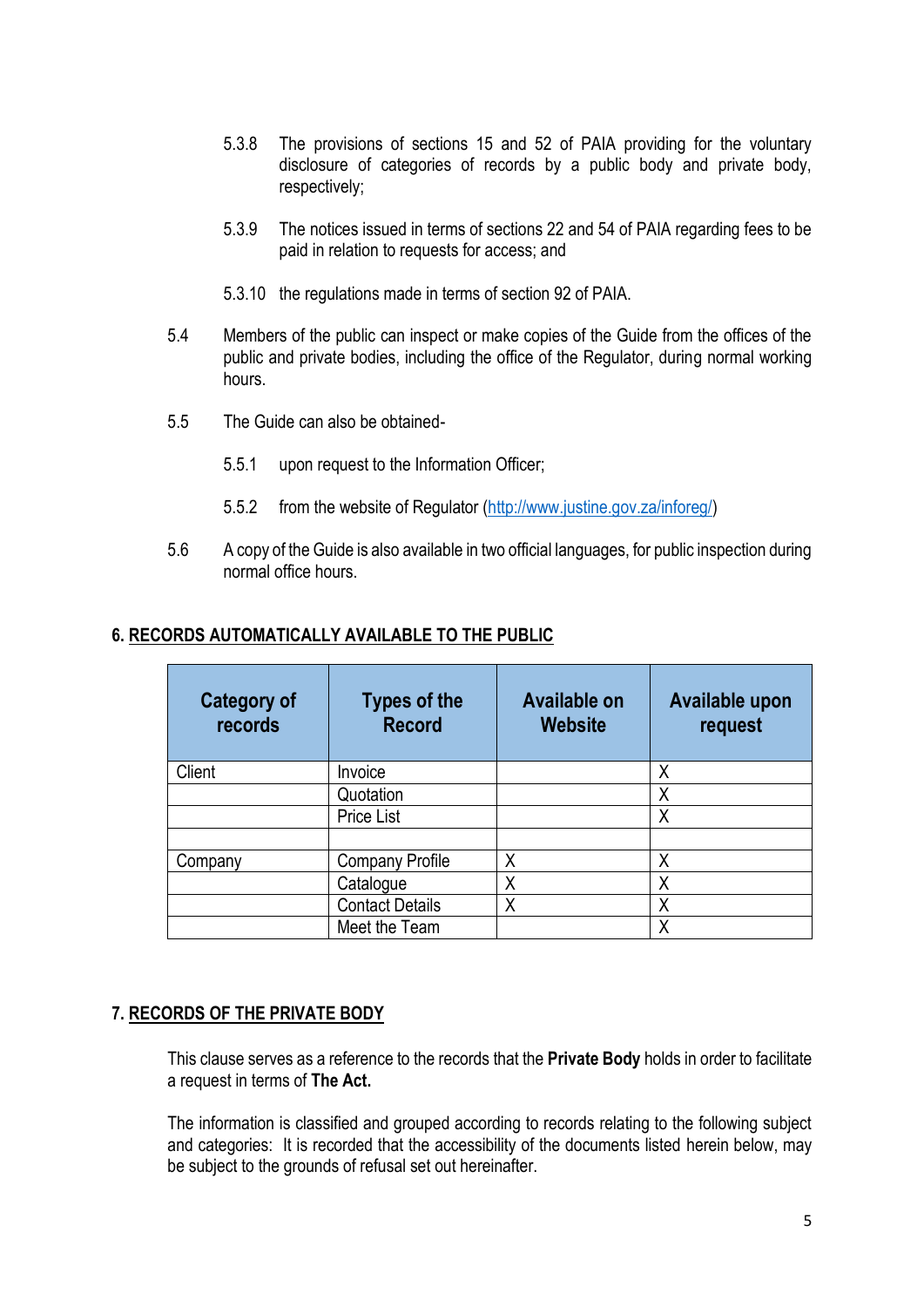5.3.8 The provisions of sections 15 and 52 of PAIA providing for the voluntary disclosure of categories of records by a public body and private body, respectively;

5.3.9 The notices issued in terms of sections 22 and 54 of PAIA regarding fees to be paid in relation to requests for access; and

5.3.10 the regulations made in terms of section 92 of PAIA.

5.4 Members of the public can inspect or make copies of the Guide from the offices of the public and private bodies, including the office of the Regulator, during normal working hours.

5.5 The Guide can also be obtained-

5.5.1 upon request to the Information Officer;

5.5.2 from the website of Regulator (http://www.justine.gov.za/inforeg/)

5.6 A copy of the Guide is also available in two official languages, for public inspection during normal office hours.

## 6. RECORDS AUTOMATICALLY AVAILABLE TO THE PUBLIC

| Category of records | Types of the Record | Available on Website | Available upon request |
|---|---|---|---|
| Client | Invoice | | X |
| | Quotation | | X |
| | Price List | | X |
| | | | |
| Company | Company Profile | X | X |
| | Catalogue | X | X |
| | Contact Details | X | X |
| | Meet the Team | | X |

## 7. RECORDS OF THE PRIVATE BODY

This clause serves as a reference to the records that the **Private Body** holds in order to facilitate a request in terms of **The Act.**

The information is classified and grouped according to records relating to the following subject and categories: It is recorded that the accessibility of the documents listed herein below, may be subject to the grounds of refusal set out hereinafter.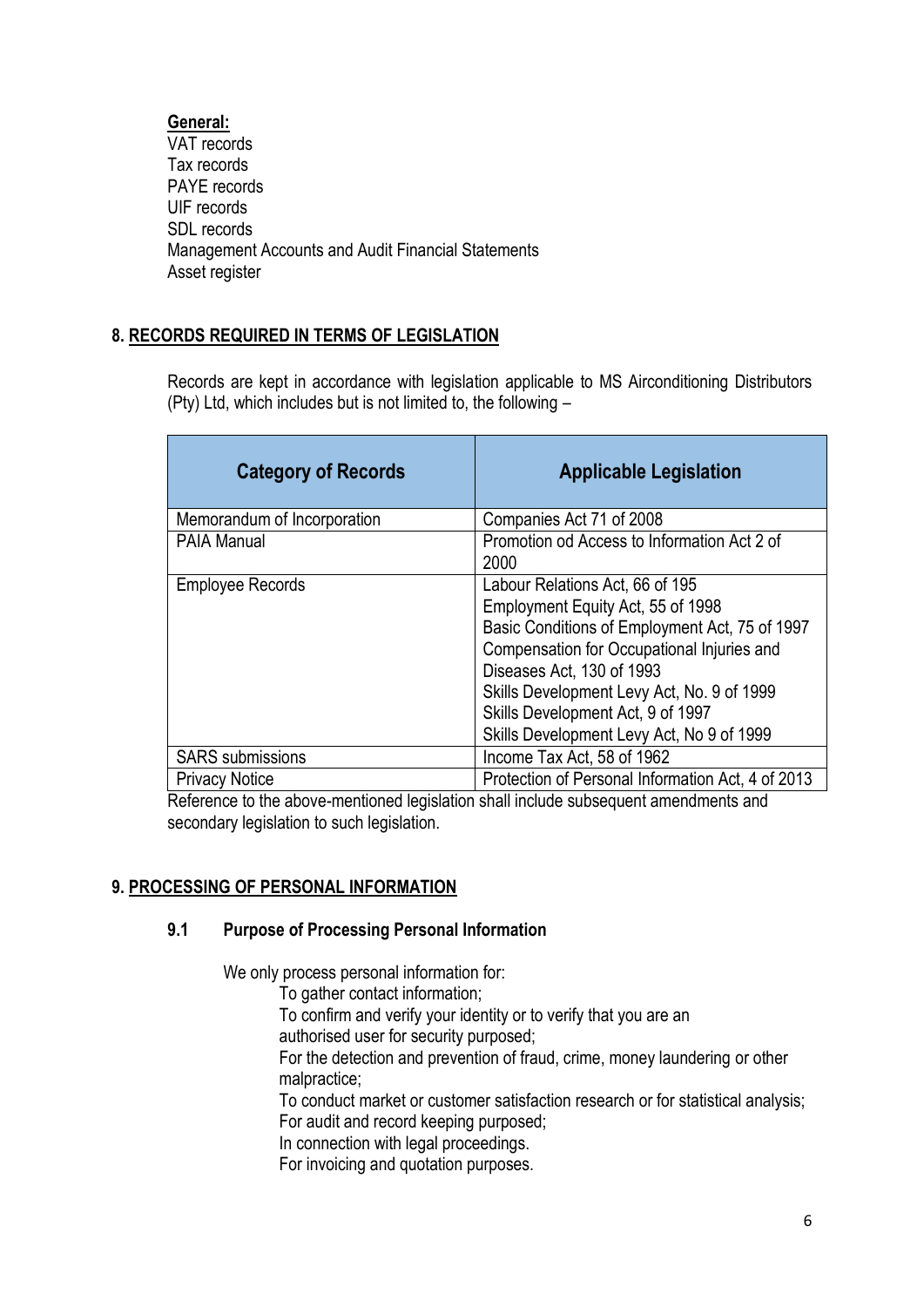**General:**

VAT records
Tax records
PAYE records
UIF records
SDL records
Management Accounts and Audit Financial Statements
Asset register

## 8. RECORDS REQUIRED IN TERMS OF LEGISLATION

Records are kept in accordance with legislation applicable to MS Airconditioning Distributors (Pty) Ltd, which includes but is not limited to, the following –

| Category of Records | Applicable Legislation |
|---|---|
| Memorandum of Incorporation | Companies Act 71 of 2008 |
| PAIA Manual | Promotion od Access to Information Act 2 of 2000 |
| Employee Records | Labour Relations Act, 66 of 195<br>Employment Equity Act, 55 of 1998<br>Basic Conditions of Employment Act, 75 of 1997<br>Compensation for Occupational Injuries and Diseases Act, 130 of 1993<br>Skills Development Levy Act, No. 9 of 1999<br>Skills Development Act, 9 of 1997<br>Skills Development Levy Act, No 9 of 1999 |
| SARS submissions | Income Tax Act, 58 of 1962 |
| Privacy Notice | Protection of Personal Information Act, 4 of 2013 |

Reference to the above-mentioned legislation shall include subsequent amendments and secondary legislation to such legislation.

## 9. PROCESSING OF PERSONAL INFORMATION

### 9.1 Purpose of Processing Personal Information

We only process personal information for:

- To gather contact information;
- To confirm and verify your identity or to verify that you are an authorised user for security purposed;
- For the detection and prevention of fraud, crime, money laundering or other malpractice;
- To conduct market or customer satisfaction research or for statistical analysis;
- For audit and record keeping purposed;
- In connection with legal proceedings.
- For invoicing and quotation purposes.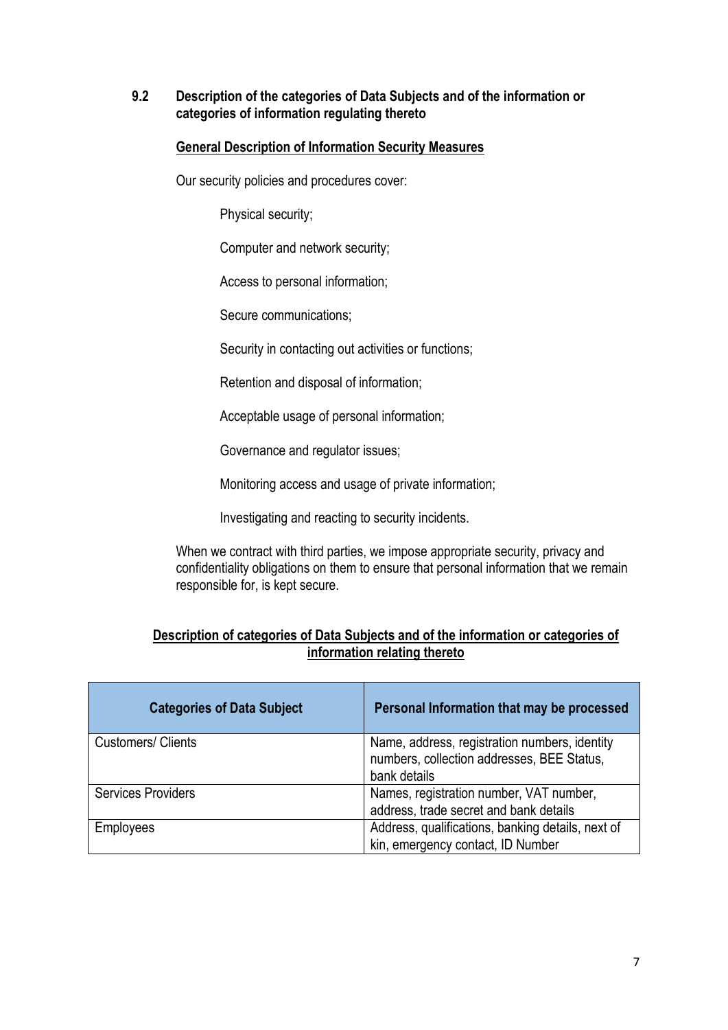### 9.2 Description of the categories of Data Subjects and of the information or categories of information regulating thereto

**General Description of Information Security Measures**

Our security policies and procedures cover:

- Physical security;
- Computer and network security;
- Access to personal information;
- Secure communications;
- Security in contacting out activities or functions;
- Retention and disposal of information;
- Acceptable usage of personal information;
- Governance and regulator issues;
- Monitoring access and usage of private information;
- Investigating and reacting to security incidents.

When we contract with third parties, we impose appropriate security, privacy and confidentiality obligations on them to ensure that personal information that we remain responsible for, is kept secure.

**Description of categories of Data Subjects and of the information or categories of information relating thereto**

| Categories of Data Subject | Personal Information that may be processed |
|---|---|
| Customers/ Clients | Name, address, registration numbers, identity numbers, collection addresses, BEE Status, bank details |
| Services Providers | Names, registration number, VAT number, address, trade secret and bank details |
| Employees | Address, qualifications, banking details, next of kin, emergency contact, ID Number |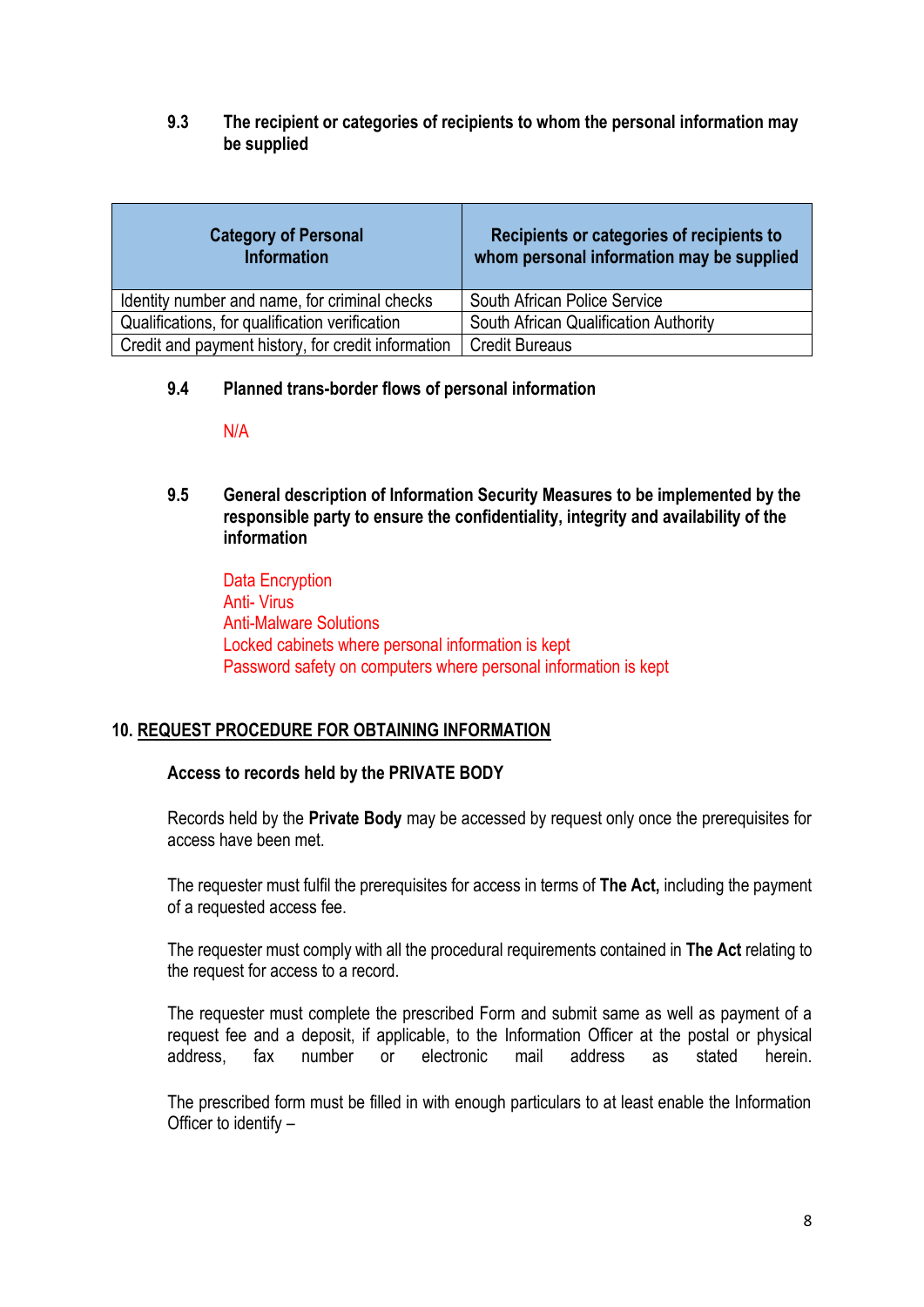### 9.3 The recipient or categories of recipients to whom the personal information may be supplied

| Category of Personal Information | Recipients or categories of recipients to whom personal information may be supplied |
|---|---|
| Identity number and name, for criminal checks | South African Police Service |
| Qualifications, for qualification verification | South African Qualification Authority |
| Credit and payment history, for credit information | Credit Bureaus |

### 9.4 Planned trans-border flows of personal information

N/A

### 9.5 General description of Information Security Measures to be implemented by the responsible party to ensure the confidentiality, integrity and availability of the information

Data Encryption
Anti- Virus
Anti-Malware Solutions
Locked cabinets where personal information is kept
Password safety on computers where personal information is kept

## 10. REQUEST PROCEDURE FOR OBTAINING INFORMATION

**Access to records held by the PRIVATE BODY**

Records held by the **Private Body** may be accessed by request only once the prerequisites for access have been met.

The requester must fulfil the prerequisites for access in terms of **The Act,** including the payment of a requested access fee.

The requester must comply with all the procedural requirements contained in **The Act** relating to the request for access to a record.

The requester must complete the prescribed Form and submit same as well as payment of a request fee and a deposit, if applicable, to the Information Officer at the postal or physical address, fax number or electronic mail address as stated herein.

The prescribed form must be filled in with enough particulars to at least enable the Information Officer to identify –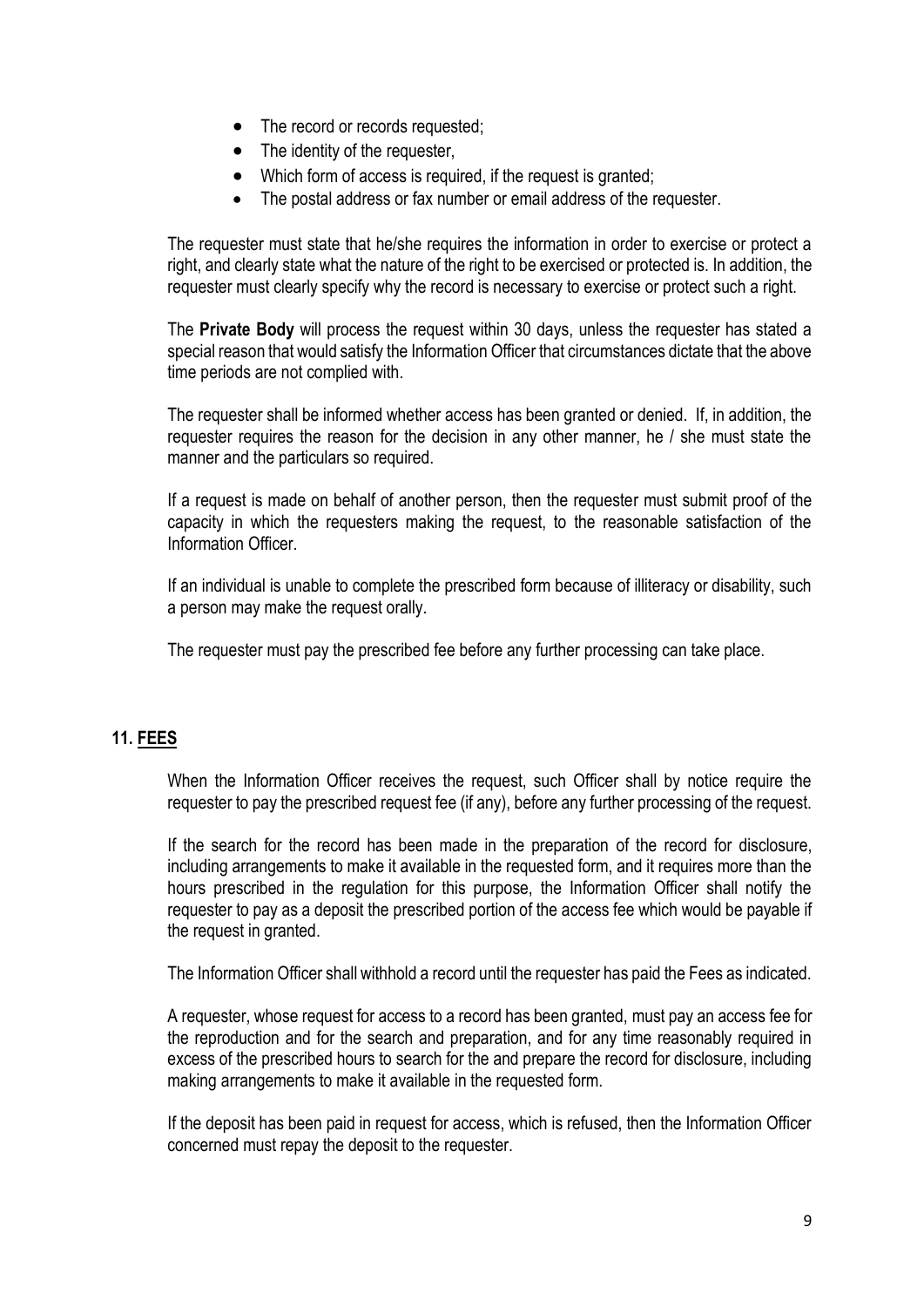- The record or records requested;
- The identity of the requester,
- Which form of access is required, if the request is granted;
- The postal address or fax number or email address of the requester.

The requester must state that he/she requires the information in order to exercise or protect a right, and clearly state what the nature of the right to be exercised or protected is. In addition, the requester must clearly specify why the record is necessary to exercise or protect such a right.

The **Private Body** will process the request within 30 days, unless the requester has stated a special reason that would satisfy the Information Officer that circumstances dictate that the above time periods are not complied with.

The requester shall be informed whether access has been granted or denied. If, in addition, the requester requires the reason for the decision in any other manner, he / she must state the manner and the particulars so required.

If a request is made on behalf of another person, then the requester must submit proof of the capacity in which the requesters making the request, to the reasonable satisfaction of the Information Officer.

If an individual is unable to complete the prescribed form because of illiteracy or disability, such a person may make the request orally.

The requester must pay the prescribed fee before any further processing can take place.

## 11. FEES

When the Information Officer receives the request, such Officer shall by notice require the requester to pay the prescribed request fee (if any), before any further processing of the request.

If the search for the record has been made in the preparation of the record for disclosure, including arrangements to make it available in the requested form, and it requires more than the hours prescribed in the regulation for this purpose, the Information Officer shall notify the requester to pay as a deposit the prescribed portion of the access fee which would be payable if the request in granted.

The Information Officer shall withhold a record until the requester has paid the Fees as indicated.

A requester, whose request for access to a record has been granted, must pay an access fee for the reproduction and for the search and preparation, and for any time reasonably required in excess of the prescribed hours to search for the and prepare the record for disclosure, including making arrangements to make it available in the requested form.

If the deposit has been paid in request for access, which is refused, then the Information Officer concerned must repay the deposit to the requester.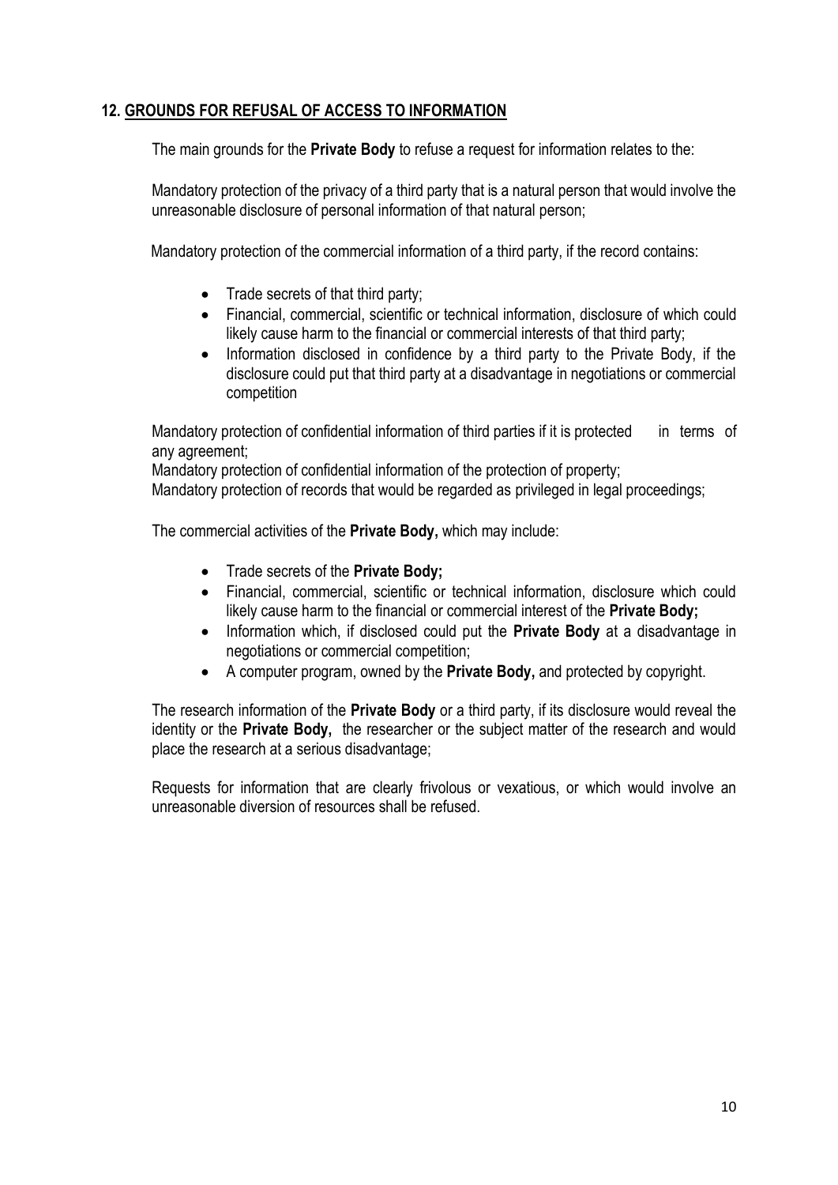## 12. GROUNDS FOR REFUSAL OF ACCESS TO INFORMATION

The main grounds for the **Private Body** to refuse a request for information relates to the:

Mandatory protection of the privacy of a third party that is a natural person that would involve the unreasonable disclosure of personal information of that natural person;

Mandatory protection of the commercial information of a third party, if the record contains:

- Trade secrets of that third party;
- Financial, commercial, scientific or technical information, disclosure of which could likely cause harm to the financial or commercial interests of that third party;
- Information disclosed in confidence by a third party to the Private Body, if the disclosure could put that third party at a disadvantage in negotiations or commercial competition

Mandatory protection of confidential information of third parties if it is protected in terms of any agreement;

Mandatory protection of confidential information of the protection of property;

Mandatory protection of records that would be regarded as privileged in legal proceedings;

The commercial activities of the **Private Body,** which may include:

- Trade secrets of the **Private Body;**
- Financial, commercial, scientific or technical information, disclosure which could likely cause harm to the financial or commercial interest of the **Private Body;**
- Information which, if disclosed could put the **Private Body** at a disadvantage in negotiations or commercial competition;
- A computer program, owned by the **Private Body,** and protected by copyright.

The research information of the **Private Body** or a third party, if its disclosure would reveal the identity or the **Private Body,** the researcher or the subject matter of the research and would place the research at a serious disadvantage;

Requests for information that are clearly frivolous or vexatious, or which would involve an unreasonable diversion of resources shall be refused.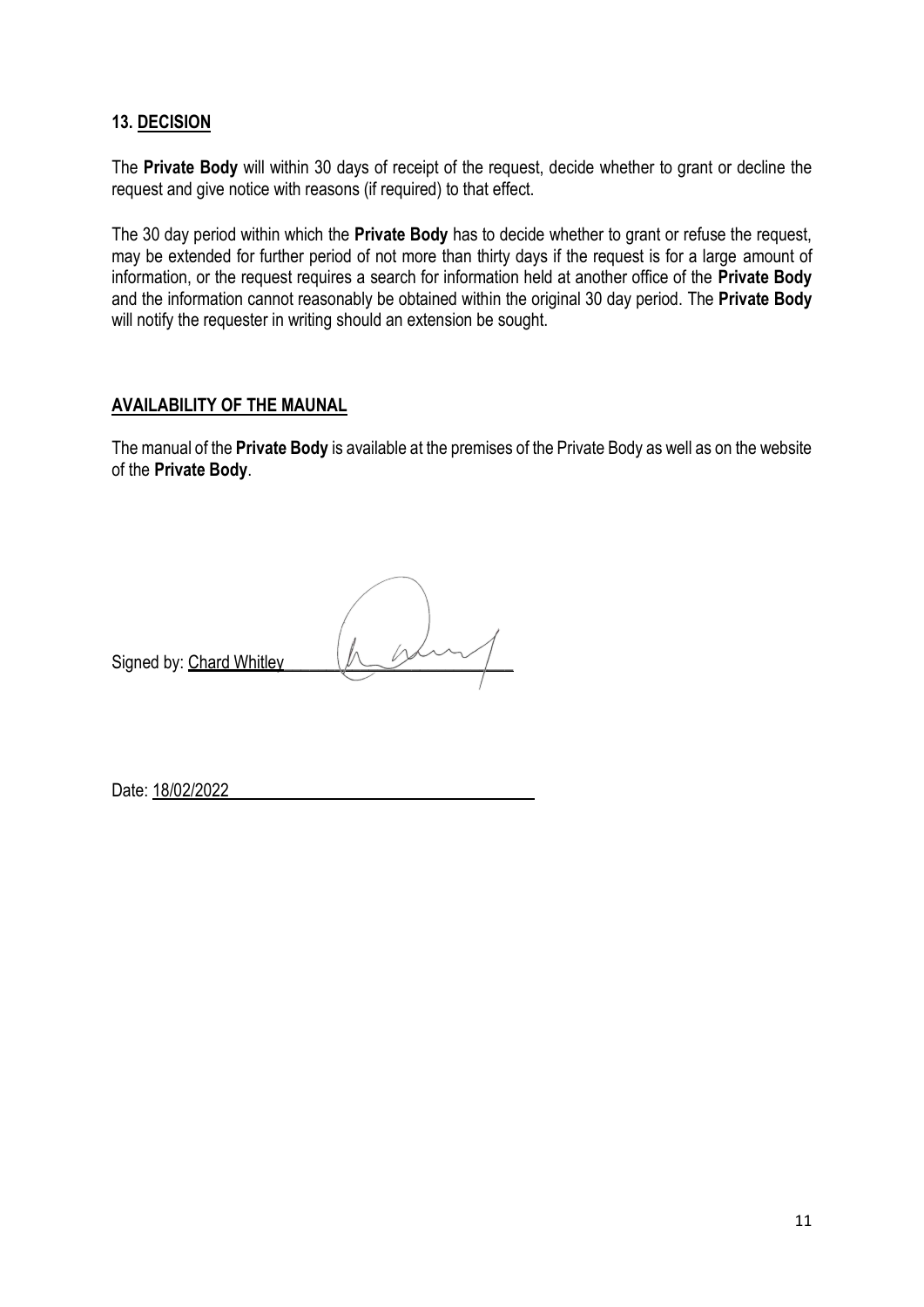## 13. DECISION

The **Private Body** will within 30 days of receipt of the request, decide whether to grant or decline the request and give notice with reasons (if required) to that effect.

The 30 day period within which the **Private Body** has to decide whether to grant or refuse the request, may be extended for further period of not more than thirty days if the request is for a large amount of information, or the request requires a search for information held at another office of the **Private Body** and the information cannot reasonably be obtained within the original 30 day period. The **Private Body** will notify the requester in writing should an extension be sought.

## AVAILABILITY OF THE MAUNAL

The manual of the **Private Body** is available at the premises of the Private Body as well as on the website of the **Private Body**.

Signed by: Chard Whitley

Date: 18/02/2022